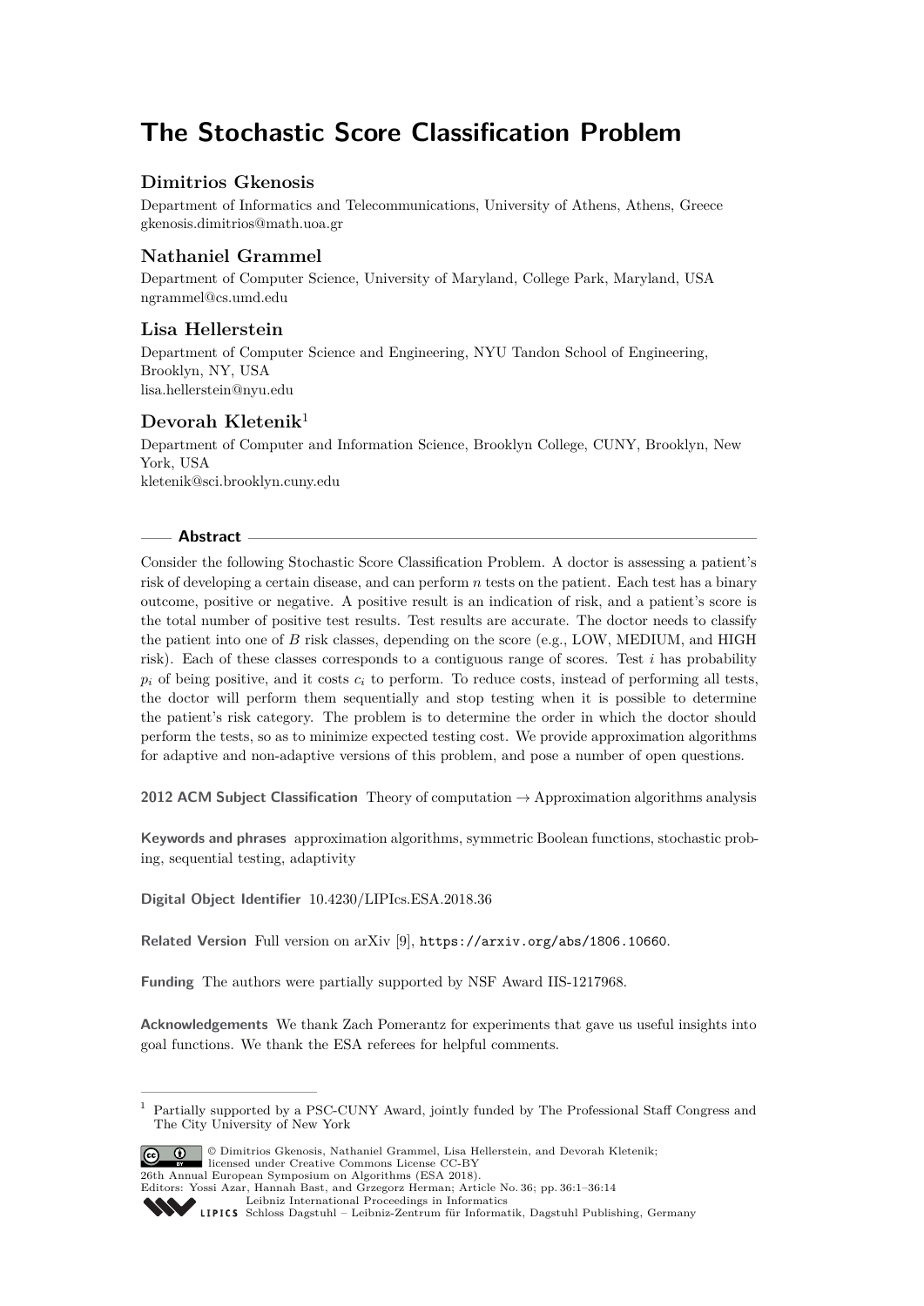# The Stochastic Score Classification Problem

### Dimitrios Gkenosis

Department of Informatics and Telecommunications, University of Athens, Athens, Greece
gkenosis.dimitrios@math.uoa.gr

### Nathaniel Grammel

Department of Computer Science, University of Maryland, College Park, Maryland, USA
ngrammel@cs.umd.edu

### Lisa Hellerstein

Department of Computer Science and Engineering, NYU Tandon School of Engineering, Brooklyn, NY, USA
lisa.hellerstein@nyu.edu

### Devorah Kletenik[1]

Department of Computer and Information Science, Brooklyn College, CUNY, Brooklyn, New York, USA
kletenik@sci.brooklyn.cuny.edu

## Abstract

Consider the following Stochastic Score Classification Problem. A doctor is assessing a patient's risk of developing a certain disease, and can perform $n$ tests on the patient. Each test has a binary outcome, positive or negative. A positive result is an indication of risk, and a patient's score is the total number of positive test results. Test results are accurate. The doctor needs to classify the patient into one of $B$ risk classes, depending on the score (e.g., LOW, MEDIUM, and HIGH risk). Each of these classes corresponds to a contiguous range of scores. Test $i$ has probability $p_i$ of being positive, and it costs $c_i$ to perform. To reduce costs, instead of performing all tests, the doctor will perform them sequentially and stop testing when it is possible to determine the patient's risk category. The problem is to determine the order in which the doctor should perform the tests, so as to minimize expected testing cost. We provide approximation algorithms for adaptive and non-adaptive versions of this problem, and pose a number of open questions.

**2012 ACM Subject Classification** Theory of computation → Approximation algorithms analysis

**Keywords and phrases** approximation algorithms, symmetric Boolean functions, stochastic probing, sequential testing, adaptivity

**Digital Object Identifier** 10.4230/LIPIcs.ESA.2018.36

**Related Version** Full version on arXiv [9], https://arxiv.org/abs/1806.10660.

**Funding** The authors were partially supported by NSF Award IIS-1217968.

**Acknowledgements** We thank Zach Pomerantz for experiments that gave us useful insights into goal functions. We thank the ESA referees for helpful comments.

---

[1] Partially supported by a PSC-CUNY Award, jointly funded by The Professional Staff Congress and The City University of New York

© Dimitrios Gkenosis, Nathaniel Grammel, Lisa Hellerstein, and Devorah Kletenik; licensed under Creative Commons License CC-BY
26th Annual European Symposium on Algorithms (ESA 2018).
Editors: Yossi Azar, Hannah Bast, and Grzegorz Herman; Article No. 36; pp. 36:1–36:14
Leibniz International Proceedings in Informatics
LIPICS Schloss Dagstuhl – Leibniz-Zentrum für Informatik, Dagstuhl Publishing, Germany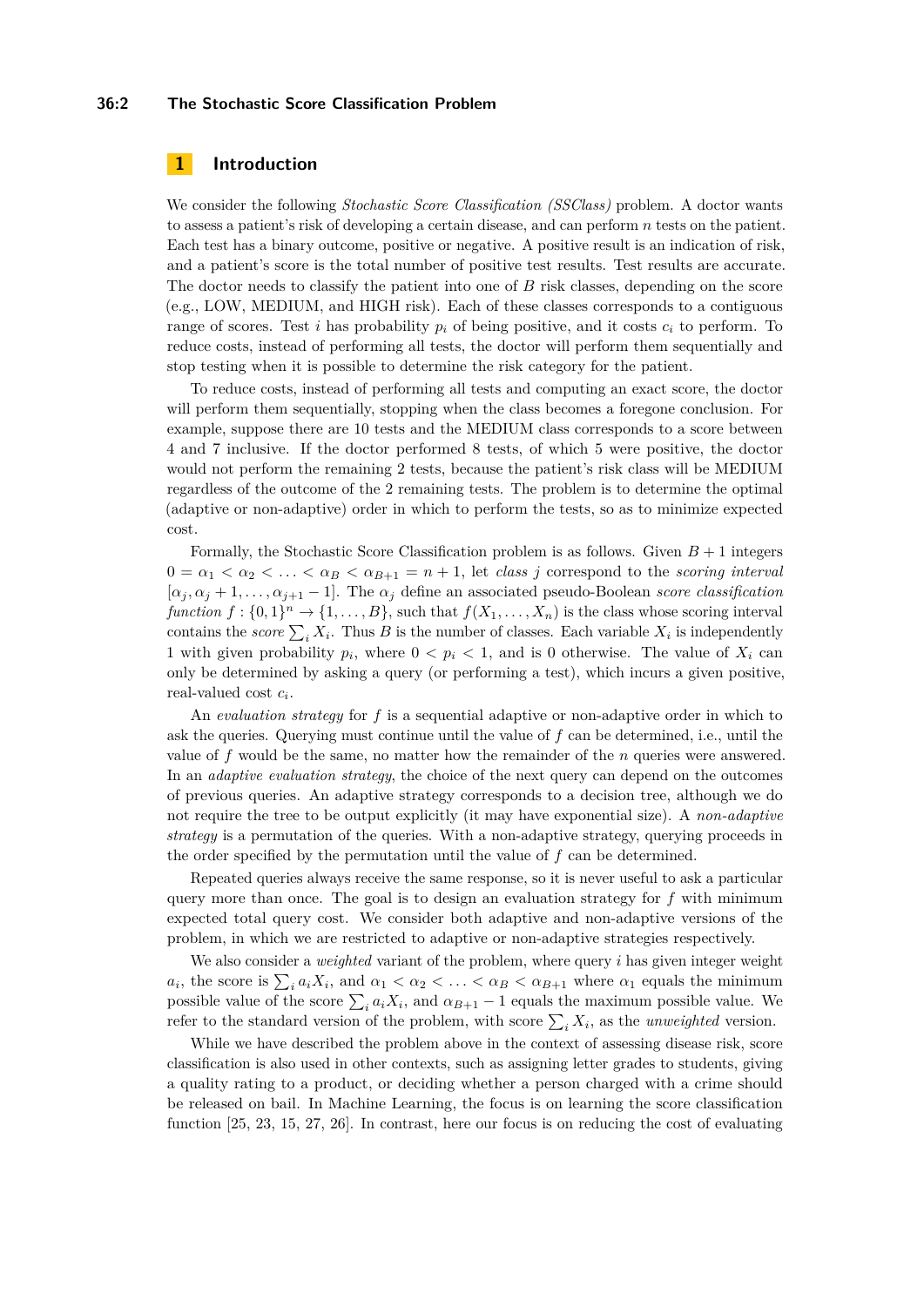## 1 Introduction

We consider the following *Stochastic Score Classification (SSClass)* problem. A doctor wants to assess a patient's risk of developing a certain disease, and can perform $n$ tests on the patient. Each test has a binary outcome, positive or negative. A positive result is an indication of risk, and a patient's score is the total number of positive test results. Test results are accurate. The doctor needs to classify the patient into one of $B$ risk classes, depending on the score (e.g., LOW, MEDIUM, and HIGH risk). Each of these classes corresponds to a contiguous range of scores. Test $i$ has probability $p_i$ of being positive, and it costs $c_i$ to perform. To reduce costs, instead of performing all tests, the doctor will perform them sequentially and stop testing when it is possible to determine the risk category for the patient.

To reduce costs, instead of performing all tests and computing an exact score, the doctor will perform them sequentially, stopping when the class becomes a foregone conclusion. For example, suppose there are 10 tests and the MEDIUM class corresponds to a score between 4 and 7 inclusive. If the doctor performed 8 tests, of which 5 were positive, the doctor would not perform the remaining 2 tests, because the patient's risk class will be MEDIUM regardless of the outcome of the 2 remaining tests. The problem is to determine the optimal (adaptive or non-adaptive) order in which to perform the tests, so as to minimize expected cost.

Formally, the Stochastic Score Classification problem is as follows. Given $B+1$ integers $0 = \alpha_1 < \alpha_2 < \ldots < \alpha_B < \alpha_{B+1} = n+1$, let *class* $j$ correspond to the *scoring interval* $[\alpha_j, \alpha_j + 1, \ldots, \alpha_{j+1} - 1]$. The $\alpha_j$ define an associated pseudo-Boolean *score classification function* $f : \{0,1\}^n \to \{1, \ldots, B\}$, such that $f(X_1, \ldots, X_n)$ is the class whose scoring interval contains the *score* $\sum_i X_i$. Thus $B$ is the number of classes. Each variable $X_i$ is independently 1 with given probability $p_i$, where $0 < p_i < 1$, and is 0 otherwise. The value of $X_i$ can only be determined by asking a query (or performing a test), which incurs a given positive, real-valued cost $c_i$.

An *evaluation strategy* for $f$ is a sequential adaptive or non-adaptive order in which to ask the queries. Querying must continue until the value of $f$ can be determined, i.e., until the value of $f$ would be the same, no matter how the remainder of the $n$ queries were answered. In an *adaptive evaluation strategy*, the choice of the next query can depend on the outcomes of previous queries. An adaptive strategy corresponds to a decision tree, although we do not require the tree to be output explicitly (it may have exponential size). A *non-adaptive strategy* is a permutation of the queries. With a non-adaptive strategy, querying proceeds in the order specified by the permutation until the value of $f$ can be determined.

Repeated queries always receive the same response, so it is never useful to ask a particular query more than once. The goal is to design an evaluation strategy for $f$ with minimum expected total query cost. We consider both adaptive and non-adaptive versions of the problem, in which we are restricted to adaptive or non-adaptive strategies respectively.

We also consider a *weighted* variant of the problem, where query $i$ has given integer weight $a_i$, the score is $\sum_i a_i X_i$, and $\alpha_1 < \alpha_2 < \ldots < \alpha_B < \alpha_{B+1}$ where $\alpha_1$ equals the minimum possible value of the score $\sum_i a_i X_i$, and $\alpha_{B+1} - 1$ equals the maximum possible value. We refer to the standard version of the problem, with score $\sum_i X_i$, as the *unweighted* version.

While we have described the problem above in the context of assessing disease risk, score classification is also used in other contexts, such as assigning letter grades to students, giving a quality rating to a product, or deciding whether a person charged with a crime should be released on bail. In Machine Learning, the focus is on learning the score classification function [25, 23, 15, 27, 26]. In contrast, here our focus is on reducing the cost of evaluating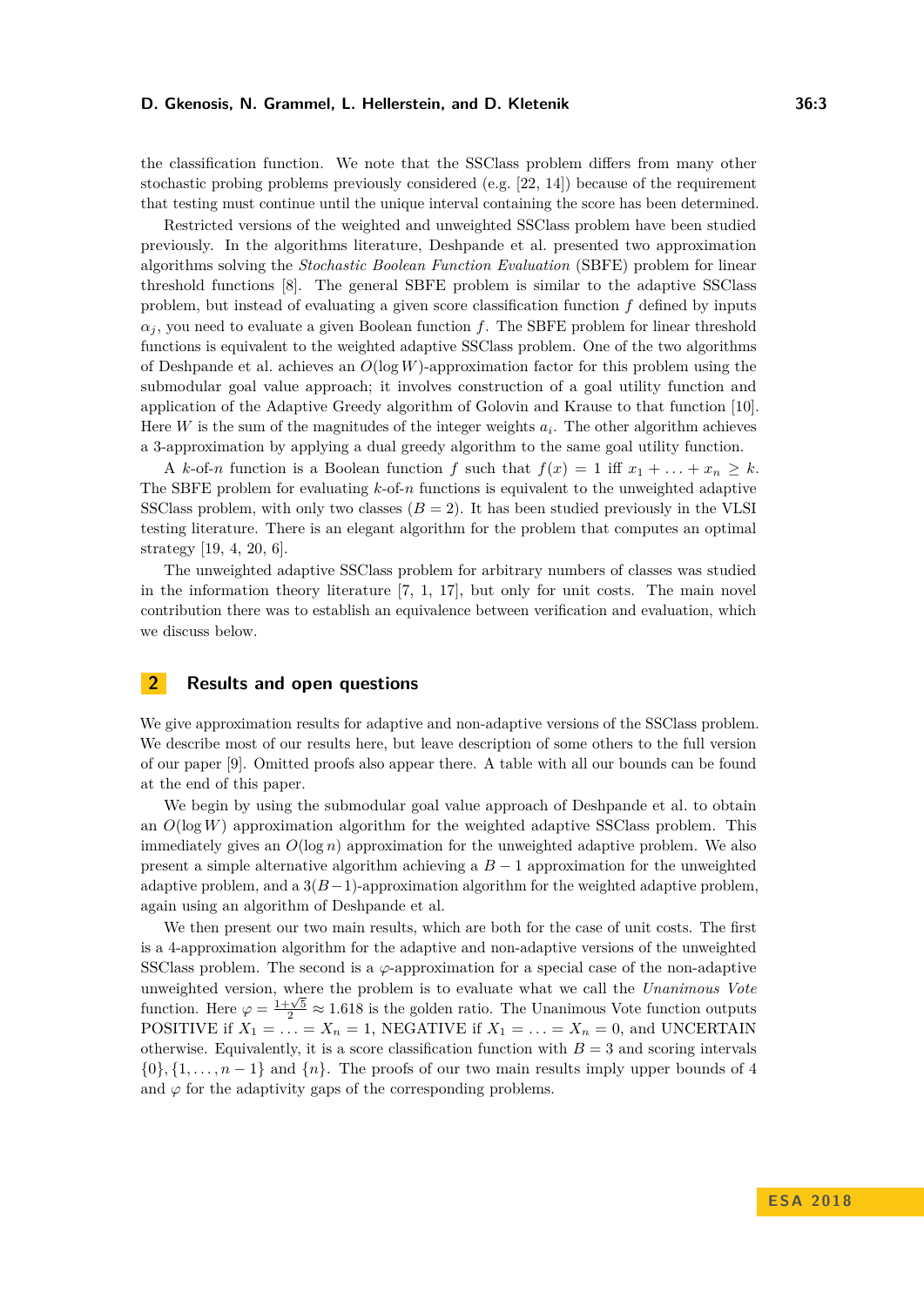the classification function. We note that the SSClass problem differs from many other stochastic probing problems previously considered (e.g. [22, 14]) because of the requirement that testing must continue until the unique interval containing the score has been determined.

Restricted versions of the weighted and unweighted SSClass problem have been studied previously. In the algorithms literature, Deshpande et al. presented two approximation algorithms solving the *Stochastic Boolean Function Evaluation* (SBFE) problem for linear threshold functions [8]. The general SBFE problem is similar to the adaptive SSClass problem, but instead of evaluating a given score classification function $f$ defined by inputs $\alpha_j$, you need to evaluate a given Boolean function $f$. The SBFE problem for linear threshold functions is equivalent to the weighted adaptive SSClass problem. One of the two algorithms of Deshpande et al. achieves an $O(\log W)$-approximation factor for this problem using the submodular goal value approach; it involves construction of a goal utility function and application of the Adaptive Greedy algorithm of Golovin and Krause to that function [10]. Here $W$ is the sum of the magnitudes of the integer weights $a_i$. The other algorithm achieves a 3-approximation by applying a dual greedy algorithm to the same goal utility function.

A $k$-of-$n$ function is a Boolean function $f$ such that $f(x) = 1$ iff $x_1 + \ldots + x_n \geq k$. The SBFE problem for evaluating $k$-of-$n$ functions is equivalent to the unweighted adaptive SSClass problem, with only two classes ($B = 2$). It has been studied previously in the VLSI testing literature. There is an elegant algorithm for the problem that computes an optimal strategy [19, 4, 20, 6].

The unweighted adaptive SSClass problem for arbitrary numbers of classes was studied in the information theory literature [7, 1, 17], but only for unit costs. The main novel contribution there was to establish an equivalence between verification and evaluation, which we discuss below.

## 2 Results and open questions

We give approximation results for adaptive and non-adaptive versions of the SSClass problem. We describe most of our results here, but leave description of some others to the full version of our paper [9]. Omitted proofs also appear there. A table with all our bounds can be found at the end of this paper.

We begin by using the submodular goal value approach of Deshpande et al. to obtain an $O(\log W)$ approximation algorithm for the weighted adaptive SSClass problem. This immediately gives an $O(\log n)$ approximation for the unweighted adaptive problem. We also present a simple alternative algorithm achieving a $B-1$ approximation for the unweighted adaptive problem, and a $3(B-1)$-approximation algorithm for the weighted adaptive problem, again using an algorithm of Deshpande et al.

We then present our two main results, which are both for the case of unit costs. The first is a 4-approximation algorithm for the adaptive and non-adaptive versions of the unweighted SSClass problem. The second is a $\varphi$-approximation for a special case of the non-adaptive unweighted version, where the problem is to evaluate what we call the *Unanimous Vote* function. Here $\varphi = \frac{1+\sqrt{5}}{2} \approx 1.618$ is the golden ratio. The Unanimous Vote function outputs POSITIVE if $X_1 = \ldots = X_n = 1$, NEGATIVE if $X_1 = \ldots = X_n = 0$, and UNCERTAIN otherwise. Equivalently, it is a score classification function with $B = 3$ and scoring intervals $\{0\}, \{1, \ldots, n-1\}$ and $\{n\}$. The proofs of our two main results imply upper bounds of 4 and $\varphi$ for the adaptivity gaps of the corresponding problems.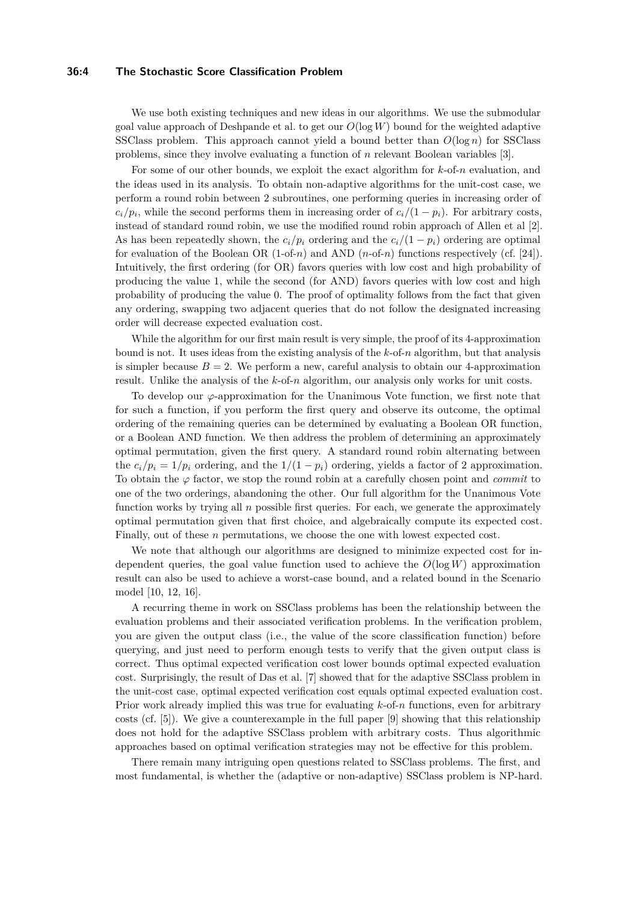We use both existing techniques and new ideas in our algorithms. We use the submodular goal value approach of Deshpande et al. to get our $O(\log W)$ bound for the weighted adaptive SSClass problem. This approach cannot yield a bound better than $O(\log n)$ for SSClass problems, since they involve evaluating a function of $n$ relevant Boolean variables [3].

For some of our other bounds, we exploit the exact algorithm for $k$-of-$n$ evaluation, and the ideas used in its analysis. To obtain non-adaptive algorithms for the unit-cost case, we perform a round robin between 2 subroutines, one performing queries in increasing order of $c_i/p_i$, while the second performs them in increasing order of $c_i/(1-p_i)$. For arbitrary costs, instead of standard round robin, we use the modified round robin approach of Allen et al [2]. As has been repeatedly shown, the $c_i/p_i$ ordering and the $c_i/(1-p_i)$ ordering are optimal for evaluation of the Boolean OR (1-of-$n$) and AND ($n$-of-$n$) functions respectively (cf. [24]). Intuitively, the first ordering (for OR) favors queries with low cost and high probability of producing the value 1, while the second (for AND) favors queries with low cost and high probability of producing the value 0. The proof of optimality follows from the fact that given any ordering, swapping two adjacent queries that do not follow the designated increasing order will decrease expected evaluation cost.

While the algorithm for our first main result is very simple, the proof of its 4-approximation bound is not. It uses ideas from the existing analysis of the $k$-of-$n$ algorithm, but that analysis is simpler because $B = 2$. We perform a new, careful analysis to obtain our 4-approximation result. Unlike the analysis of the $k$-of-$n$ algorithm, our analysis only works for unit costs.

To develop our $\varphi$-approximation for the Unanimous Vote function, we first note that for such a function, if you perform the first query and observe its outcome, the optimal ordering of the remaining queries can be determined by evaluating a Boolean OR function, or a Boolean AND function. We then address the problem of determining an approximately optimal permutation, given the first query. A standard round robin alternating between the $c_i/p_i = 1/p_i$ ordering, and the $1/(1-p_i)$ ordering, yields a factor of 2 approximation. To obtain the $\varphi$ factor, we stop the round robin at a carefully chosen point and *commit* to one of the two orderings, abandoning the other. Our full algorithm for the Unanimous Vote function works by trying all $n$ possible first queries. For each, we generate the approximately optimal permutation given that first choice, and algebraically compute its expected cost. Finally, out of these $n$ permutations, we choose the one with lowest expected cost.

We note that although our algorithms are designed to minimize expected cost for independent queries, the goal value function used to achieve the $O(\log W)$ approximation result can also be used to achieve a worst-case bound, and a related bound in the Scenario model [10, 12, 16].

A recurring theme in work on SSClass problems has been the relationship between the evaluation problems and their associated verification problems. In the verification problem, you are given the output class (i.e., the value of the score classification function) before querying, and just need to perform enough tests to verify that the given output class is correct. Thus optimal expected verification cost lower bounds optimal expected evaluation cost. Surprisingly, the result of Das et al. [7] showed that for the adaptive SSClass problem in the unit-cost case, optimal expected verification cost equals optimal expected evaluation cost. Prior work already implied this was true for evaluating $k$-of-$n$ functions, even for arbitrary costs (cf. [5]). We give a counterexample in the full paper [9] showing that this relationship does not hold for the adaptive SSClass problem with arbitrary costs. Thus algorithmic approaches based on optimal verification strategies may not be effective for this problem.

There remain many intriguing open questions related to SSClass problems. The first, and most fundamental, is whether the (adaptive or non-adaptive) SSClass problem is NP-hard.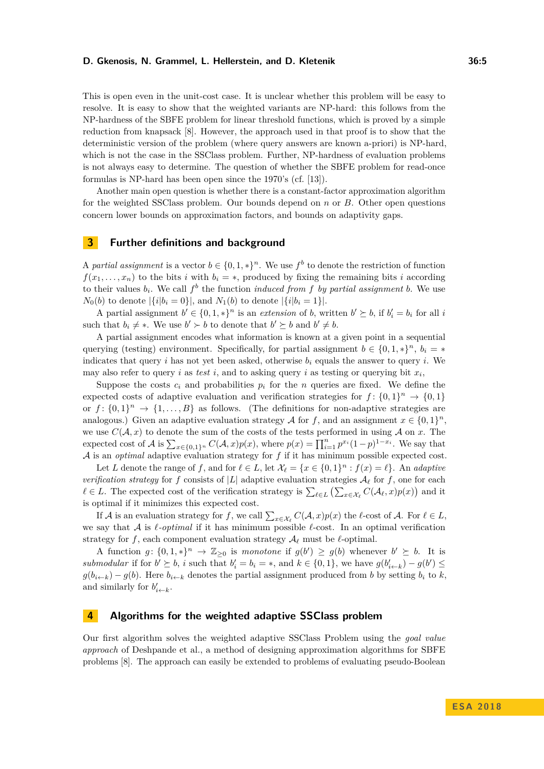This is open even in the unit-cost case. It is unclear whether this problem will be easy to resolve. It is easy to show that the weighted variants are NP-hard: this follows from the NP-hardness of the SBFE problem for linear threshold functions, which is proved by a simple reduction from knapsack [8]. However, the approach used in that proof is to show that the deterministic version of the problem (where query answers are known a-priori) is NP-hard, which is not the case in the SSClass problem. Further, NP-hardness of evaluation problems is not always easy to determine. The question of whether the SBFE problem for read-once formulas is NP-hard has been open since the 1970's (cf. [13]).

Another main open question is whether there is a constant-factor approximation algorithm for the weighted SSClass problem. Our bounds depend on $n$ or $B$. Other open questions concern lower bounds on approximation factors, and bounds on adaptivity gaps.

## 3 Further definitions and background

A *partial assignment* is a vector $b \in \{0, 1, *\}^n$. We use $f^b$ to denote the restriction of function $f(x_1, \ldots, x_n)$ to the bits $i$ with $b_i = *$, produced by fixing the remaining bits $i$ according to their values $b_i$. We call $f^b$ the function *induced from* $f$ *by partial assignment* $b$. We use $N_0(b)$ to denote $|\{i|b_i = 0\}|$, and $N_1(b)$ to denote $|\{i|b_i = 1\}|$.

A partial assignment $b' \in \{0, 1, *\}^n$ is an *extension* of $b$, written $b' \succeq b$, if $b'_i = b_i$ for all $i$ such that $b_i \neq *$. We use $b' \succ b$ to denote that $b' \succeq b$ and $b' \neq b$.

A partial assignment encodes what information is known at a given point in a sequential querying (testing) environment. Specifically, for partial assignment $b \in \{0, 1, *\}^n$, $b_i = *$ indicates that query $i$ has not yet been asked, otherwise $b_i$ equals the answer to query $i$. We may also refer to query $i$ as *test* $i$, and to asking query $i$ as testing or querying bit $x_i$,

Suppose the costs $c_i$ and probabilities $p_i$ for the $n$ queries are fixed. We define the expected costs of adaptive evaluation and verification strategies for $f\colon \{0, 1\}^n \to \{0, 1\}$ or $f\colon \{0, 1\}^n \to \{1, \ldots, B\}$ as follows. (The definitions for non-adaptive strategies are analogous.) Given an adaptive evaluation strategy $\mathcal{A}$ for $f$, and an assignment $x \in \{0, 1\}^n$, we use $C(\mathcal{A}, x)$ to denote the sum of the costs of the tests performed in using $\mathcal{A}$ on $x$. The expected cost of $\mathcal{A}$ is $\sum_{x \in \{0,1\}^n} C(\mathcal{A}, x)p(x)$, where $p(x) = \prod_{i=1}^{n} p^{x_i}(1-p)^{1-x_i}$. We say that $\mathcal{A}$ is an *optimal* adaptive evaluation strategy for $f$ if it has minimum possible expected cost.

Let $L$ denote the range of $f$, and for $\ell \in L$, let $\mathcal{X}_\ell = \{x \in \{0, 1\}^n : f(x) = \ell\}$. An *adaptive verification strategy* for $f$ consists of $|L|$ adaptive evaluation strategies $\mathcal{A}_\ell$ for $f$, one for each $\ell \in L$. The expected cost of the verification strategy is $\sum_{\ell \in L} \left(\sum_{x \in \mathcal{X}_\ell} C(\mathcal{A}_\ell, x)p(x)\right)$ and it is optimal if it minimizes this expected cost.

If $\mathcal{A}$ is an evaluation strategy for $f$, we call $\sum_{x \in \mathcal{X}_\ell} C(\mathcal{A}, x)p(x)$ the $\ell$-cost of $\mathcal{A}$. For $\ell \in L$, we say that $\mathcal{A}$ is $\ell$-*optimal* if it has minimum possible $\ell$-cost. In an optimal verification strategy for $f$, each component evaluation strategy $\mathcal{A}_\ell$ must be $\ell$-optimal.

A function $g\colon \{0, 1, *\}^n \to \mathbb{Z}_{\geq 0}$ is *monotone* if $g(b') \geq g(b)$ whenever $b' \succeq b$. It is *submodular* if for $b' \succeq b$, $i$ such that $b'_i = b_i = *$, and $k \in \{0, 1\}$, we have $g(b'_{i \leftarrow k}) - g(b') \leq g(b_{i \leftarrow k}) - g(b)$. Here $b_{i \leftarrow k}$ denotes the partial assignment produced from $b$ by setting $b_i$ to $k$, and similarly for $b'_{i \leftarrow k}$.

## 4 Algorithms for the weighted adaptive SSClass problem

Our first algorithm solves the weighted adaptive SSClass Problem using the *goal value approach* of Deshpande et al., a method of designing approximation algorithms for SBFE problems [8]. The approach can easily be extended to problems of evaluating pseudo-Boolean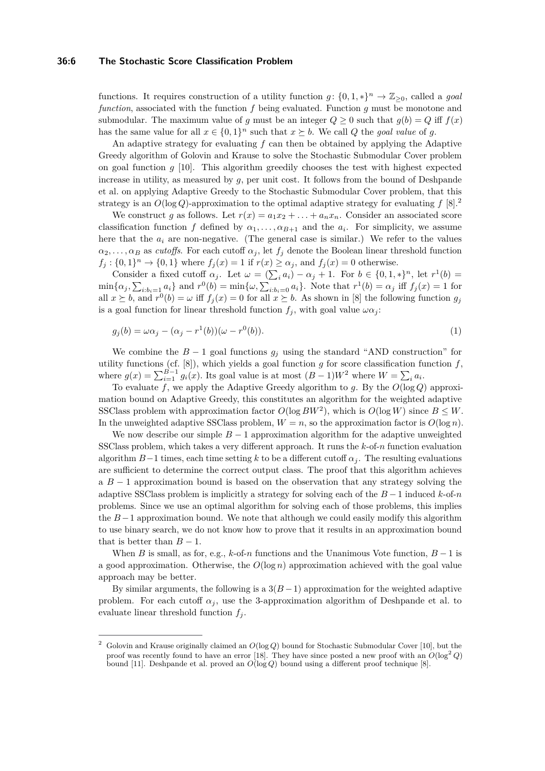functions. It requires construction of a utility function $g\colon \{0,1,*\}^n \to \mathbb{Z}_{\geq 0}$, called a *goal function*, associated with the function $f$ being evaluated. Function $g$ must be monotone and submodular. The maximum value of $g$ must be an integer $Q \geq 0$ such that $g(b) = Q$ iff $f(x)$ has the same value for all $x \in \{0,1\}^n$ such that $x \succeq b$. We call $Q$ the *goal value* of $g$.

An adaptive strategy for evaluating $f$ can then be obtained by applying the Adaptive Greedy algorithm of Golovin and Krause to solve the Stochastic Submodular Cover problem on goal function $g$ [10]. This algorithm greedily chooses the test with highest expected increase in utility, as measured by $g$, per unit cost. It follows from the bound of Deshpande et al. on applying Adaptive Greedy to the Stochastic Submodular Cover problem, that this strategy is an $O(\log Q)$-approximation to the optimal adaptive strategy for evaluating $f$ [8].[2]

We construct $g$ as follows. Let $r(x) = a_1x_2 + \ldots + a_nx_n$. Consider an associated score classification function $f$ defined by $\alpha_1, \ldots, \alpha_{B+1}$ and the $a_i$. For simplicity, we assume here that the $a_i$ are non-negative. (The general case is similar.) We refer to the values $\alpha_2, \ldots, \alpha_B$ as *cutoffs*. For each cutoff $\alpha_j$, let $f_j$ denote the Boolean linear threshold function $f_j : \{0,1\}^n \to \{0,1\}$ where $f_j(x) = 1$ if $r(x) \geq \alpha_j$, and $f_j(x) = 0$ otherwise.

Consider a fixed cutoff $\alpha_j$. Let $\omega = (\sum_i a_i) - \alpha_j + 1$. For $b \in \{0,1,*\}^n$, let $r^1(b) = \min\{\alpha_j, \sum_{i:b_i=1} a_i\}$ and $r^0(b) = \min\{\omega, \sum_{i:b_i=0} a_i\}$. Note that $r^1(b) = \alpha_j$ iff $f_j(x) = 1$ for all $x \succeq b$, and $r^0(b) = \omega$ iff $f_j(x) = 0$ for all $x \succeq b$. As shown in [8] the following function $g_j$ is a goal function for linear threshold function $f_j$, with goal value $\omega\alpha_j$:

$$g_j(b) = \omega\alpha_j - (\alpha_j - r^1(b))(\omega - r^0(b)). \tag{1}$$

We combine the $B-1$ goal functions $g_j$ using the standard "AND construction" for utility functions (cf. [8]), which yields a goal function $g$ for score classification function $f$, where $g(x) = \sum_{i=1}^{B-1} g_i(x)$. Its goal value is at most $(B-1)W^2$ where $W = \sum_i a_i$.

To evaluate $f$, we apply the Adaptive Greedy algorithm to $g$. By the $O(\log Q)$ approximation bound on Adaptive Greedy, this constitutes an algorithm for the weighted adaptive SSClass problem with approximation factor $O(\log BW^2)$, which is $O(\log W)$ since $B \leq W$. In the unweighted adaptive SSClass problem, $W = n$, so the approximation factor is $O(\log n)$.

We now describe our simple $B-1$ approximation algorithm for the adaptive unweighted SSClass problem, which takes a very different approach. It runs the $k$-of-$n$ function evaluation algorithm $B-1$ times, each time setting $k$ to be a different cutoff $\alpha_j$. The resulting evaluations are sufficient to determine the correct output class. The proof that this algorithm achieves a $B-1$ approximation bound is based on the observation that any strategy solving the adaptive SSClass problem is implicitly a strategy for solving each of the $B-1$ induced $k$-of-$n$ problems. Since we use an optimal algorithm for solving each of those problems, this implies the $B-1$ approximation bound. We note that although we could easily modify this algorithm to use binary search, we do not know how to prove that it results in an approximation bound that is better than $B-1$.

When $B$ is small, as for, e.g., $k$-of-$n$ functions and the Unanimous Vote function, $B-1$ is a good approximation. Otherwise, the $O(\log n)$ approximation achieved with the goal value approach may be better.

By similar arguments, the following is a $3(B-1)$ approximation for the weighted adaptive problem. For each cutoff $\alpha_j$, use the 3-approximation algorithm of Deshpande et al. to evaluate linear threshold function $f_j$.

---

[2] Golovin and Krause originally claimed an $O(\log Q)$ bound for Stochastic Submodular Cover [10], but the proof was recently found to have an error [18]. They have since posted a new proof with an $O(\log^2 Q)$ bound [11]. Deshpande et al. proved an $O(\log Q)$ bound using a different proof technique [8].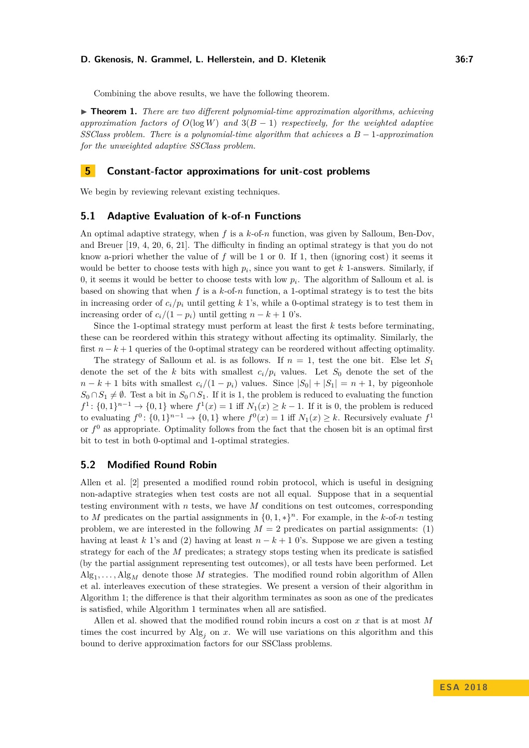Combining the above results, we have the following theorem.

▶ **Theorem 1.** *There are two different polynomial-time approximation algorithms, achieving approximation factors of $O(\log W)$ and $3(B-1)$ respectively, for the weighted adaptive SSClass problem. There is a polynomial-time algorithm that achieves a $B-1$-approximation for the unweighted adaptive SSClass problem.*

## 5 Constant-factor approximations for unit-cost problems

We begin by reviewing relevant existing techniques.

### 5.1 Adaptive Evaluation of k-of-n Functions

An optimal adaptive strategy, when $f$ is a $k$-of-$n$ function, was given by Salloum, Ben-Dov, and Breuer [19, 4, 20, 6, 21]. The difficulty in finding an optimal strategy is that you do not know a-priori whether the value of $f$ will be 1 or 0. If 1, then (ignoring cost) it seems it would be better to choose tests with high $p_i$, since you want to get $k$ 1-answers. Similarly, if 0, it seems it would be better to choose tests with low $p_i$. The algorithm of Salloum et al. is based on showing that when $f$ is a $k$-of-$n$ function, a 1-optimal strategy is to test the bits in increasing order of $c_i/p_i$ until getting $k$ 1's, while a 0-optimal strategy is to test them in increasing order of $c_i/(1-p_i)$ until getting $n-k+1$ 0's.

Since the 1-optimal strategy must perform at least the first $k$ tests before terminating, these can be reordered within this strategy without affecting its optimality. Similarly, the first $n-k+1$ queries of the 0-optimal strategy can be reordered without affecting optimality.

The strategy of Salloum et al. is as follows. If $n=1$, test the one bit. Else let $S_1$ denote the set of the $k$ bits with smallest $c_i/p_i$ values. Let $S_0$ denote the set of the $n-k+1$ bits with smallest $c_i/(1-p_i)$ values. Since $|S_0|+|S_1| = n+1$, by pigeonhole $S_0 \cap S_1 \neq \emptyset$. Test a bit in $S_0 \cap S_1$. If it is 1, the problem is reduced to evaluating the function $f^1 \colon \{0,1\}^{n-1} \to \{0,1\}$ where $f^1(x) = 1$ iff $N_1(x) \geq k-1$. If it is 0, the problem is reduced to evaluating $f^0 \colon \{0,1\}^{n-1} \to \{0,1\}$ where $f^0(x) = 1$ iff $N_1(x) \geq k$. Recursively evaluate $f^1$ or $f^0$ as appropriate. Optimality follows from the fact that the chosen bit is an optimal first bit to test in both 0-optimal and 1-optimal strategies.

### 5.2 Modified Round Robin

Allen et al. [2] presented a modified round robin protocol, which is useful in designing non-adaptive strategies when test costs are not all equal. Suppose that in a sequential testing environment with $n$ tests, we have $M$ conditions on test outcomes, corresponding to $M$ predicates on the partial assignments in $\{0,1,*\}^n$. For example, in the $k$-of-$n$ testing problem, we are interested in the following $M=2$ predicates on partial assignments: (1) having at least $k$ 1's and (2) having at least $n-k+1$ 0's. Suppose we are given a testing strategy for each of the $M$ predicates; a strategy stops testing when its predicate is satisfied (by the partial assignment representing test outcomes), or all tests have been performed. Let $\text{Alg}_1, \ldots, \text{Alg}_M$ denote those $M$ strategies. The modified round robin algorithm of Allen et al. interleaves execution of these strategies. We present a version of their algorithm in Algorithm 1; the difference is that their algorithm terminates as soon as one of the predicates is satisfied, while Algorithm 1 terminates when all are satisfied.

Allen et al. showed that the modified round robin incurs a cost on $x$ that is at most $M$ times the cost incurred by $\text{Alg}_j$ on $x$. We will use variations on this algorithm and this bound to derive approximation factors for our SSClass problems.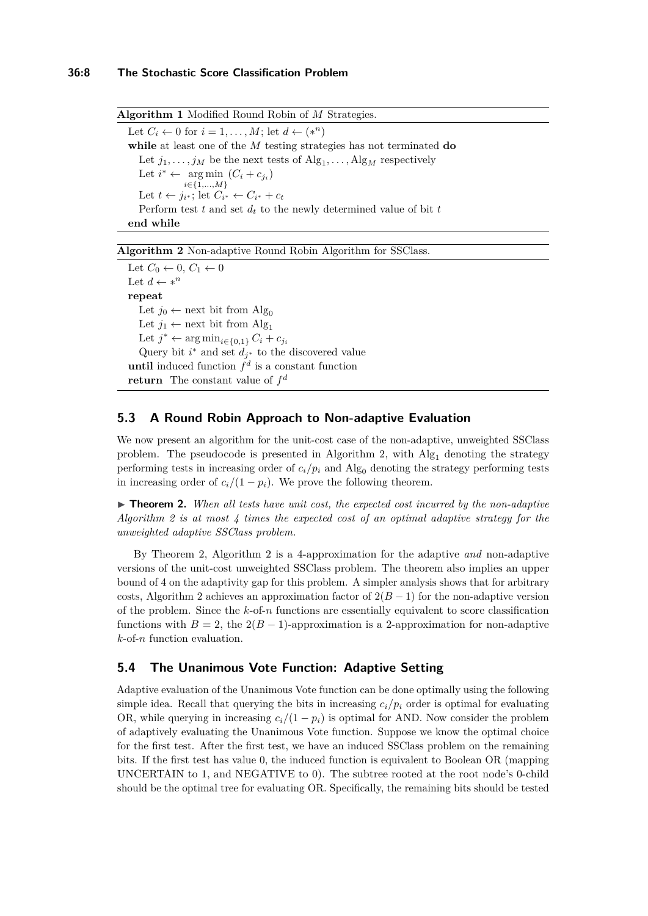**Algorithm 1** Modified Round Robin of $M$ Strategies.

```
Let C_i ← 0 for i = 1, ..., M; let d ← (*^n)
while at least one of the M testing strategies has not terminated do
    Let j_1, ..., j_M be the next tests of Alg_1, ..., Alg_M respectively
    Let i* ← argmin_{i∈{1,...,M}} (C_i + c_{j_i})
    Let t ← j_{i*}; let C_{i*} ← C_{i*} + c_t
    Perform test t and set d_t to the newly determined value of bit t
end while
```

**Algorithm 2** Non-adaptive Round Robin Algorithm for SSClass.

```
Let C_0 ← 0, C_1 ← 0
Let d ← *^n
repeat
    Let j_0 ← next bit from Alg_0
    Let j_1 ← next bit from Alg_1
    Let j* ← argmin_{i∈{0,1}} C_i + c_{j_i}
    Query bit i* and set d_{j*} to the discovered value
until induced function f^d is a constant function
return The constant value of f^d
```

## 5.3 A Round Robin Approach to Non-adaptive Evaluation

We now present an algorithm for the unit-cost case of the non-adaptive, unweighted SSClass problem. The pseudocode is presented in Algorithm 2, with $\text{Alg}_1$ denoting the strategy performing tests in increasing order of $c_i/p_i$ and $\text{Alg}_0$ denoting the strategy performing tests in increasing order of $c_i/(1-p_i)$. We prove the following theorem.

▶ **Theorem 2.** *When all tests have unit cost, the expected cost incurred by the non-adaptive Algorithm 2 is at most 4 times the expected cost of an optimal adaptive strategy for the unweighted adaptive SSClass problem.*

By Theorem 2, Algorithm 2 is a 4-approximation for the adaptive *and* non-adaptive versions of the unit-cost unweighted SSClass problem. The theorem also implies an upper bound of 4 on the adaptivity gap for this problem. A simpler analysis shows that for arbitrary costs, Algorithm 2 achieves an approximation factor of $2(B-1)$ for the non-adaptive version of the problem. Since the $k$-of-$n$ functions are essentially equivalent to score classification functions with $B = 2$, the $2(B-1)$-approximation is a 2-approximation for non-adaptive $k$-of-$n$ function evaluation.

## 5.4 The Unanimous Vote Function: Adaptive Setting

Adaptive evaluation of the Unanimous Vote function can be done optimally using the following simple idea. Recall that querying the bits in increasing $c_i/p_i$ order is optimal for evaluating OR, while querying in increasing $c_i/(1-p_i)$ is optimal for AND. Now consider the problem of adaptively evaluating the Unanimous Vote function. Suppose we know the optimal choice for the first test. After the first test, we have an induced SSClass problem on the remaining bits. If the first test has value 0, the induced function is equivalent to Boolean OR (mapping UNCERTAIN to 1, and NEGATIVE to 0). The subtree rooted at the root node's 0-child should be the optimal tree for evaluating OR. Specifically, the remaining bits should be tested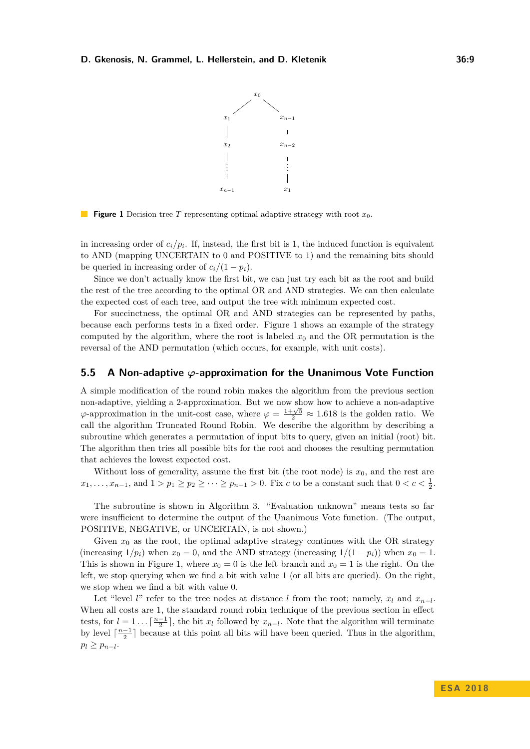**Figure 1** Decision tree $T$ representing optimal adaptive strategy with root $x_0$.

in increasing order of $c_i/p_i$. If, instead, the first bit is 1, the induced function is equivalent to AND (mapping UNCERTAIN to 0 and POSITIVE to 1) and the remaining bits should be queried in increasing order of $c_i/(1-p_i)$.

Since we don't actually know the first bit, we can just try each bit as the root and build the rest of the tree according to the optimal OR and AND strategies. We can then calculate the expected cost of each tree, and output the tree with minimum expected cost.

For succinctness, the optimal OR and AND strategies can be represented by paths, because each performs tests in a fixed order. Figure 1 shows an example of the strategy computed by the algorithm, where the root is labeled $x_0$ and the OR permutation is the reversal of the AND permutation (which occurs, for example, with unit costs).

## 5.5 A Non-adaptive $\varphi$-approximation for the Unanimous Vote Function

A simple modification of the round robin makes the algorithm from the previous section non-adaptive, yielding a 2-approximation. But we now show how to achieve a non-adaptive $\varphi$-approximation in the unit-cost case, where $\varphi = \frac{1+\sqrt{5}}{2} \approx 1.618$ is the golden ratio. We call the algorithm Truncated Round Robin. We describe the algorithm by describing a subroutine which generates a permutation of input bits to query, given an initial (root) bit. The algorithm then tries all possible bits for the root and chooses the resulting permutation that achieves the lowest expected cost.

Without loss of generality, assume the first bit (the root node) is $x_0$, and the rest are $x_1, \dots, x_{n-1}$, and $1 > p_1 \geq p_2 \geq \cdots \geq p_{n-1} > 0$. Fix $c$ to be a constant such that $0 < c < \frac{1}{2}$.

The subroutine is shown in Algorithm 3. "Evaluation unknown" means tests so far were insufficient to determine the output of the Unanimous Vote function. (The output, POSITIVE, NEGATIVE, or UNCERTAIN, is not shown.)

Given $x_0$ as the root, the optimal adaptive strategy continues with the OR strategy (increasing $1/p_i$) when $x_0 = 0$, and the AND strategy (increasing $1/(1-p_i)$) when $x_0 = 1$. This is shown in Figure 1, where $x_0 = 0$ is the left branch and $x_0 = 1$ is the right. On the left, we stop querying when we find a bit with value 1 (or all bits are queried). On the right, we stop when we find a bit with value 0.

Let "level $l$" refer to the tree nodes at distance $l$ from the root; namely, $x_l$ and $x_{n-l}$. When all costs are 1, the standard round robin technique of the previous section in effect tests, for $l = 1 \dots \lceil \frac{n-1}{2} \rceil$, the bit $x_l$ followed by $x_{n-l}$. Note that the algorithm will terminate by level $\lceil \frac{n-1}{2} \rceil$ because at this point all bits will have been queried. Thus in the algorithm, $p_l \geq p_{n-l}$.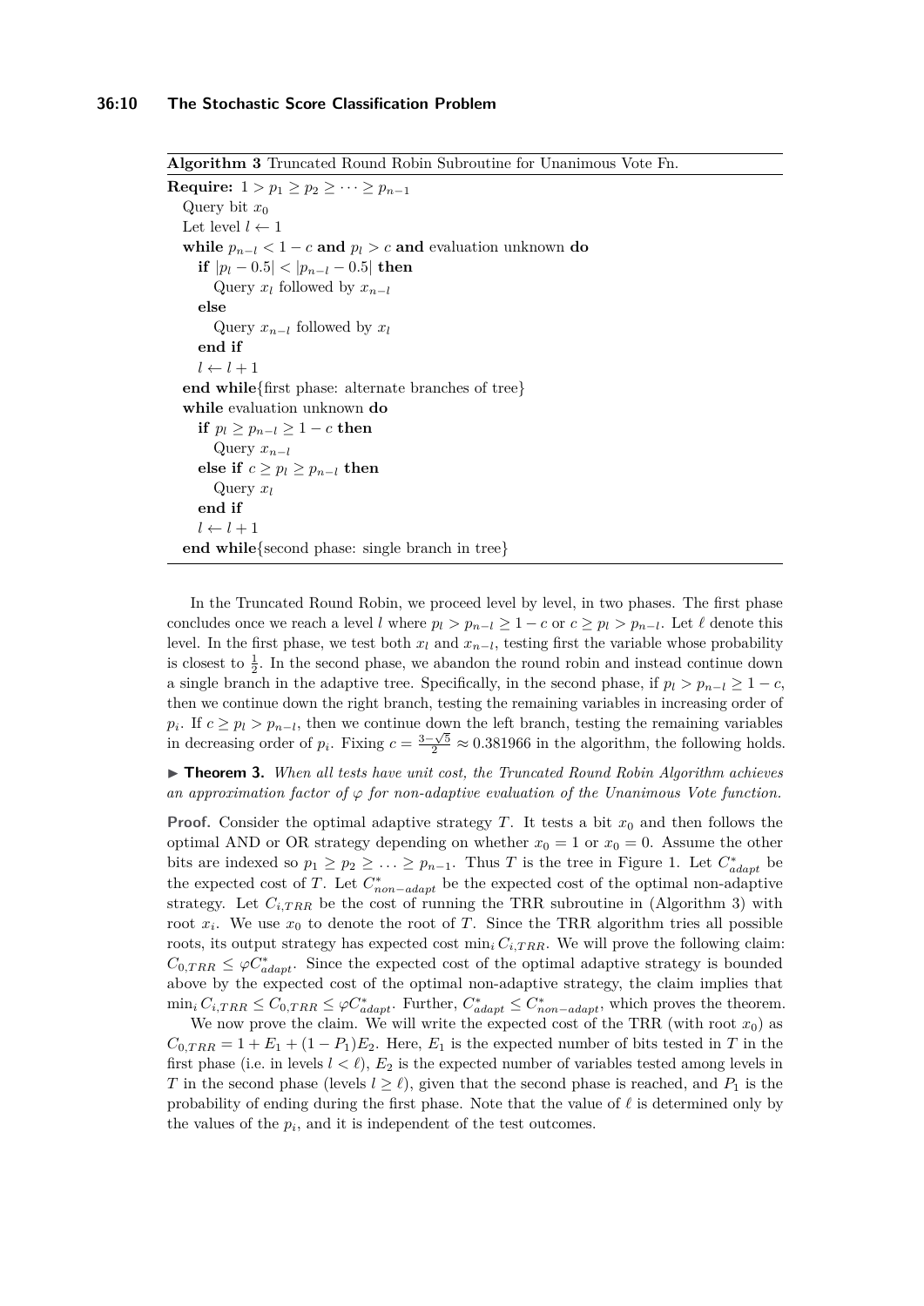**Algorithm 3** Truncated Round Robin Subroutine for Unanimous Vote Fn.

```
Require: 1 > p_1 ≥ p_2 ≥ ··· ≥ p_{n−1}
  Query bit x_0
  Let level l ← 1
  while p_{n−l} < 1 − c and p_l > c and evaluation unknown do
    if |p_l − 0.5| < |p_{n−l} − 0.5| then
      Query x_l followed by x_{n−l}
    else
      Query x_{n−l} followed by x_l
    end if
    l ← l + 1
  end while{first phase: alternate branches of tree}
  while evaluation unknown do
    if p_l ≥ p_{n−l} ≥ 1 − c then
      Query x_{n−l}
    else if c ≥ p_l ≥ p_{n−l} then
      Query x_l
    end if
    l ← l + 1
  end while{second phase: single branch in tree}
```

In the Truncated Round Robin, we proceed level by level, in two phases. The first phase concludes once we reach a level $l$ where $p_l > p_{n-l} \geq 1-c$ or $c \geq p_l > p_{n-l}$. Let $\ell$ denote this level. In the first phase, we test both $x_l$ and $x_{n-l}$, testing first the variable whose probability is closest to $\frac{1}{2}$. In the second phase, we abandon the round robin and instead continue down a single branch in the adaptive tree. Specifically, in the second phase, if $p_l > p_{n-l} \geq 1-c$, then we continue down the right branch, testing the remaining variables in increasing order of $p_i$. If $c \geq p_l > p_{n-l}$, then we continue down the left branch, testing the remaining variables in decreasing order of $p_i$. Fixing $c = \frac{3-\sqrt{5}}{2} \approx 0.381966$ in the algorithm, the following holds.

▶ **Theorem 3.** *When all tests have unit cost, the Truncated Round Robin Algorithm achieves an approximation factor of $\varphi$ for non-adaptive evaluation of the Unanimous Vote function.*

**Proof.** Consider the optimal adaptive strategy $T$. It tests a bit $x_0$ and then follows the optimal AND or OR strategy depending on whether $x_0 = 1$ or $x_0 = 0$. Assume the other bits are indexed so $p_1 \geq p_2 \geq \ldots \geq p_{n-1}$. Thus $T$ is the tree in Figure 1. Let $C^*_{adapt}$ be the expected cost of $T$. Let $C^*_{non-adapt}$ be the expected cost of the optimal non-adaptive strategy. Let $C_{i,TRR}$ be the cost of running the TRR subroutine in (Algorithm 3) with root $x_i$. We use $x_0$ to denote the root of $T$. Since the TRR algorithm tries all possible roots, its output strategy has expected cost $\min_i C_{i,TRR}$. We will prove the following claim: $C_{0,TRR} \leq \varphi C^*_{adapt}$. Since the expected cost of the optimal adaptive strategy is bounded above by the expected cost of the optimal non-adaptive strategy, the claim implies that $\min_i C_{i,TRR} \leq C_{0,TRR} \leq \varphi C^*_{adapt}$. Further, $C^*_{adapt} \leq C^*_{non-adapt}$, which proves the theorem.

We now prove the claim. We will write the expected cost of the TRR (with root $x_0$) as $C_{0,TRR} = 1 + E_1 + (1-P_1)E_2$. Here, $E_1$ is the expected number of bits tested in $T$ in the first phase (i.e. in levels $l < \ell$), $E_2$ is the expected number of variables tested among levels in $T$ in the second phase (levels $l \geq \ell$), given that the second phase is reached, and $P_1$ is the probability of ending during the first phase. Note that the value of $\ell$ is determined only by the values of the $p_i$, and it is independent of the test outcomes.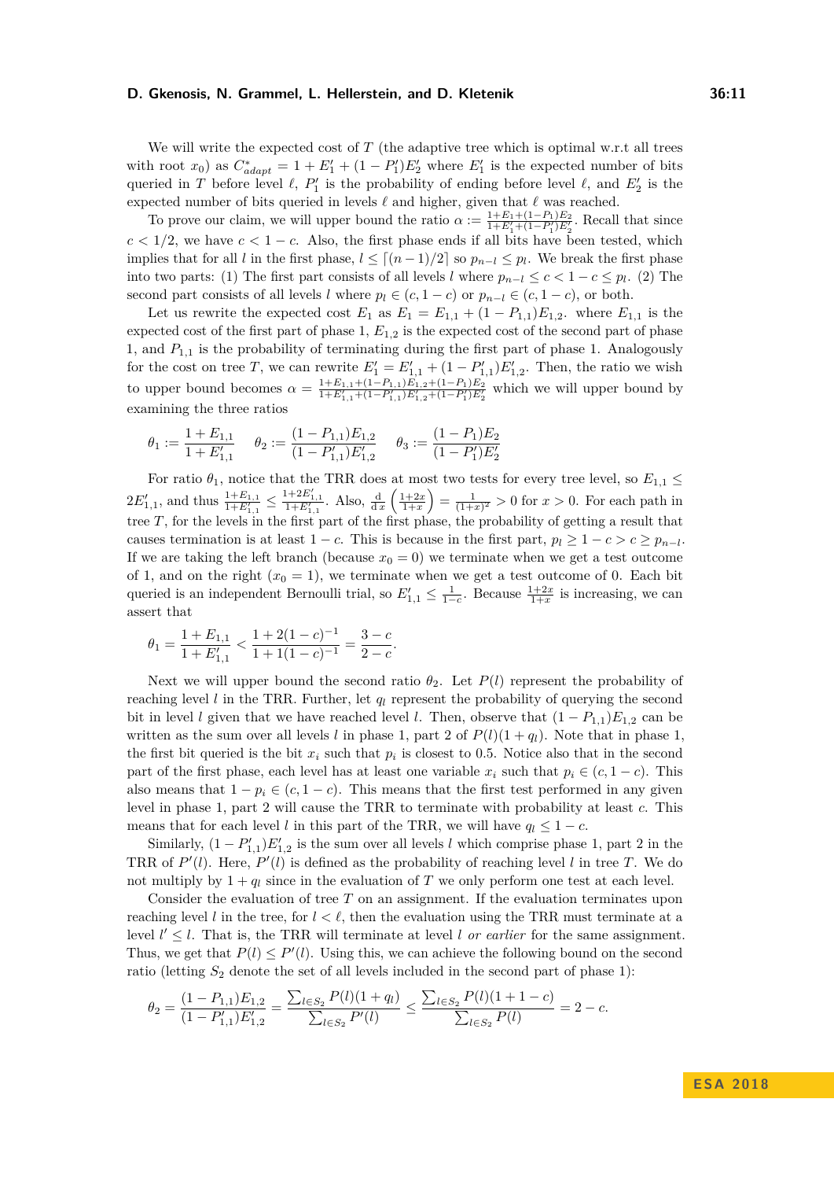We will write the expected cost of $T$ (the adaptive tree which is optimal w.r.t all trees with root $x_0$) as $C^*_{adapt} = 1 + E'_1 + (1 - P'_1)E'_2$ where $E'_1$ is the expected number of bits queried in $T$ before level $\ell$, $P'_1$ is the probability of ending before level $\ell$, and $E'_2$ is the expected number of bits queried in levels $\ell$ and higher, given that $\ell$ was reached.

To prove our claim, we will upper bound the ratio $\alpha := \frac{1+E_1+(1-P_1)E_2}{1+E'_1+(1-P'_1)E'_2}$. Recall that since $c < 1/2$, we have $c < 1 - c$. Also, the first phase ends if all bits have been tested, which implies that for all $l$ in the first phase, $l \leq \lceil (n-1)/2 \rceil$ so $p_{n-l} \leq p_l$. We break the first phase into two parts: (1) The first part consists of all levels $l$ where $p_{n-l} \leq c < 1 - c \leq p_l$. (2) The second part consists of all levels $l$ where $p_l \in (c, 1-c)$ or $p_{n-l} \in (c, 1-c)$, or both.

Let us rewrite the expected cost $E_1$ as $E_1 = E_{1,1} + (1 - P_{1,1})E_{1,2}$. where $E_{1,1}$ is the expected cost of the first part of phase 1, $E_{1,2}$ is the expected cost of the second part of phase 1, and $P_{1,1}$ is the probability of terminating during the first part of phase 1. Analogously for the cost on tree $T$, we can rewrite $E'_1 = E'_{1,1} + (1 - P'_{1,1})E'_{1,2}$. Then, the ratio we wish to upper bound becomes $\alpha = \frac{1+E_{1,1}+(1-P_{1,1})E_{1,2}+(1-P_1)E_2}{1+E'_{1,1}+(1-P'_{1,1})E'_{1,2}+(1-P'_1)E'_2}$ which we will upper bound by examining the three ratios

$$\theta_1 := \frac{1 + E_{1,1}}{1 + E'_{1,1}} \qquad \theta_2 := \frac{(1 - P_{1,1})E_{1,2}}{(1 - P'_{1,1})E'_{1,2}} \qquad \theta_3 := \frac{(1 - P_1)E_2}{(1 - P'_1)E'_2}$$

For ratio $\theta_1$, notice that the TRR does at most two tests for every tree level, so $E_{1,1} \leq 2E'_{1,1}$, and thus $\frac{1+E_{1,1}}{1+E'_{1,1}} \leq \frac{1+2E'_{1,1}}{1+E'_{1,1}}$. Also, $\frac{\mathrm{d}}{\mathrm{d}\,x}\left(\frac{1+2x}{1+x}\right) = \frac{1}{(1+x)^2} > 0$ for $x > 0$. For each path in tree $T$, for the levels in the first part of the first phase, the probability of getting a result that causes termination is at least $1 - c$. This is because in the first part, $p_l \geq 1 - c > c \geq p_{n-l}$. If we are taking the left branch (because $x_0 = 0$) we terminate when we get a test outcome of 1, and on the right ($x_0 = 1$), we terminate when we get a test outcome of 0. Each bit queried is an independent Bernoulli trial, so $E'_{1,1} \leq \frac{1}{1-c}$. Because $\frac{1+2x}{1+x}$ is increasing, we can assert that

$$\theta_1 = \frac{1 + E_{1,1}}{1 + E'_{1,1}} < \frac{1 + 2(1-c)^{-1}}{1 + 1(1-c)^{-1}} = \frac{3 - c}{2 - c}.$$

Next we will upper bound the second ratio $\theta_2$. Let $P(l)$ represent the probability of reaching level $l$ in the TRR. Further, let $q_l$ represent the probability of querying the second bit in level $l$ given that we have reached level $l$. Then, observe that $(1 - P_{1,1})E_{1,2}$ can be written as the sum over all levels $l$ in phase 1, part 2 of $P(l)(1 + q_l)$. Note that in phase 1, the first bit queried is the bit $x_i$ such that $p_i$ is closest to 0.5. Notice also that in the second part of the first phase, each level has at least one variable $x_i$ such that $p_i \in (c, 1-c)$. This also means that $1 - p_i \in (c, 1-c)$. This means that the first test performed in any given level in phase 1, part 2 will cause the TRR to terminate with probability at least $c$. This means that for each level $l$ in this part of the TRR, we will have $q_l \leq 1 - c$.

Similarly, $(1 - P'_{1,1})E'_{1,2}$ is the sum over all levels $l$ which comprise phase 1, part 2 in the TRR of $P'(l)$. Here, $P'(l)$ is defined as the probability of reaching level $l$ in tree $T$. We do not multiply by $1 + q_l$ since in the evaluation of $T$ we only perform one test at each level.

Consider the evaluation of tree $T$ on an assignment. If the evaluation terminates upon reaching level $l$ in the tree, for $l < \ell$, then the evaluation using the TRR must terminate at a level $l' \leq l$. That is, the TRR will terminate at level $l$ *or earlier* for the same assignment. Thus, we get that $P(l) \leq P'(l)$. Using this, we can achieve the following bound on the second ratio (letting $S_2$ denote the set of all levels included in the second part of phase 1):

$$\theta_2 = \frac{(1 - P_{1,1})E_{1,2}}{(1 - P'_{1,1})E'_{1,2}} = \frac{\sum_{l \in S_2} P(l)(1 + q_l)}{\sum_{l \in S_2} P'(l)} \leq \frac{\sum_{l \in S_2} P(l)(1 + 1 - c)}{\sum_{l \in S_2} P(l)} = 2 - c.$$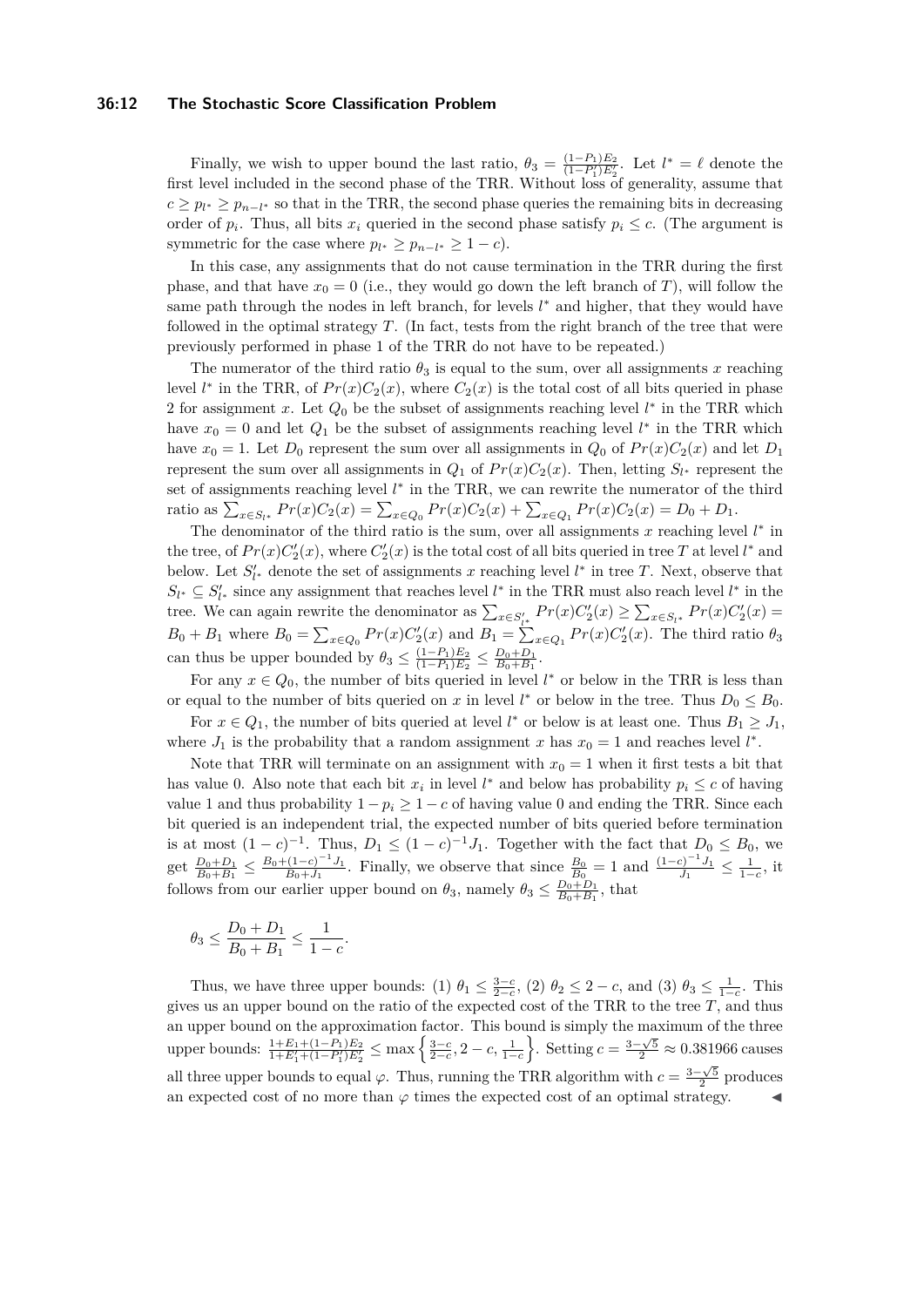Finally, we wish to upper bound the last ratio, $\theta_3 = \frac{(1-P_1)E_2}{(1-P_1')E_2'}$. Let $l^* = \ell$ denote the first level included in the second phase of the TRR. Without loss of generality, assume that $c \geq p_{l^*} \geq p_{n-l^*}$ so that in the TRR, the second phase queries the remaining bits in decreasing order of $p_i$. Thus, all bits $x_i$ queried in the second phase satisfy $p_i \leq c$. (The argument is symmetric for the case where $p_{l^*} \geq p_{n-l^*} \geq 1-c$).

In this case, any assignments that do not cause termination in the TRR during the first phase, and that have $x_0 = 0$ (i.e., they would go down the left branch of $T$), will follow the same path through the nodes in left branch, for levels $l^*$ and higher, that they would have followed in the optimal strategy $T$. (In fact, tests from the right branch of the tree that were previously performed in phase 1 of the TRR do not have to be repeated.)

The numerator of the third ratio $\theta_3$ is equal to the sum, over all assignments $x$ reaching level $l^*$ in the TRR, of $Pr(x)C_2(x)$, where $C_2(x)$ is the total cost of all bits queried in phase 2 for assignment $x$. Let $Q_0$ be the subset of assignments reaching level $l^*$ in the TRR which have $x_0 = 0$ and let $Q_1$ be the subset of assignments reaching level $l^*$ in the TRR which have $x_0 = 1$. Let $D_0$ represent the sum over all assignments in $Q_0$ of $Pr(x)C_2(x)$ and let $D_1$ represent the sum over all assignments in $Q_1$ of $Pr(x)C_2(x)$. Then, letting $S_{l^*}$ represent the set of assignments reaching level $l^*$ in the TRR, we can rewrite the numerator of the third ratio as $\sum_{x \in S_{l^*}} Pr(x)C_2(x) = \sum_{x \in Q_0} Pr(x)C_2(x) + \sum_{x \in Q_1} Pr(x)C_2(x) = D_0 + D_1$.

The denominator of the third ratio is the sum, over all assignments $x$ reaching level $l^*$ in the tree, of $Pr(x)C_2'(x)$, where $C_2'(x)$ is the total cost of all bits queried in tree $T$ at level $l^*$ and below. Let $S_{l^*}'$ denote the set of assignments $x$ reaching level $l^*$ in tree $T$. Next, observe that $S_{l^*} \subseteq S_{l^*}'$ since any assignment that reaches level $l^*$ in the TRR must also reach level $l^*$ in the tree. We can again rewrite the denominator as $\sum_{x \in S_{l^*}'} Pr(x)C_2'(x) \geq \sum_{x \in S_{l^*}} Pr(x)C_2'(x) = B_0 + B_1$ where $B_0 = \sum_{x \in Q_0} Pr(x)C_2'(x)$ and $B_1 = \sum_{x \in Q_1} Pr(x)C_2'(x)$. The third ratio $\theta_3$ can thus be upper bounded by $\theta_3 \leq \frac{(1-P_1)E_2}{(1-P_1)E_2'} \leq \frac{D_0+D_1}{B_0+B_1}$.

For any $x \in Q_0$, the number of bits queried in level $l^*$ or below in the TRR is less than or equal to the number of bits queried on $x$ in level $l^*$ or below in the tree. Thus $D_0 \leq B_0$.

For $x \in Q_1$, the number of bits queried at level $l^*$ or below is at least one. Thus $B_1 \geq J_1$, where $J_1$ is the probability that a random assignment $x$ has $x_0 = 1$ and reaches level $l^*$.

Note that TRR will terminate on an assignment with $x_0 = 1$ when it first tests a bit that has value 0. Also note that each bit $x_i$ in level $l^*$ and below has probability $p_i \leq c$ of having value 1 and thus probability $1 - p_i \geq 1 - c$ of having value 0 and ending the TRR. Since each bit queried is an independent trial, the expected number of bits queried before termination is at most $(1-c)^{-1}$. Thus, $D_1 \leq (1-c)^{-1}J_1$. Together with the fact that $D_0 \leq B_0$, we get $\frac{D_0+D_1}{B_0+B_1} \leq \frac{B_0+(1-c)^{-1}J_1}{B_0+J_1}$. Finally, we observe that since $\frac{B_0}{B_0} = 1$ and $\frac{(1-c)^{-1}J_1}{J_1} \leq \frac{1}{1-c}$, it follows from our earlier upper bound on $\theta_3$, namely $\theta_3 \leq \frac{D_0+D_1}{B_0+B_1}$, that

$$\theta_3 \leq \frac{D_0+D_1}{B_0+B_1} \leq \frac{1}{1-c}.$$

Thus, we have three upper bounds: (1) $\theta_1 \leq \frac{3-c}{2-c}$, (2) $\theta_2 \leq 2-c$, and (3) $\theta_3 \leq \frac{1}{1-c}$. This gives us an upper bound on the ratio of the expected cost of the TRR to the tree $T$, and thus an upper bound on the approximation factor. This bound is simply the maximum of the three upper bounds: $\frac{1+E_1+(1-P_1)E_2}{1+E_1'+(1-P_1')E_2'} \leq \max\left\{\frac{3-c}{2-c}, 2-c, \frac{1}{1-c}\right\}$. Setting $c = \frac{3-\sqrt{5}}{2} \approx 0.381966$ causes all three upper bounds to equal $\varphi$. Thus, running the TRR algorithm with $c = \frac{3-\sqrt{5}}{2}$ produces an expected cost of no more than $\varphi$ times the expected cost of an optimal strategy. ◀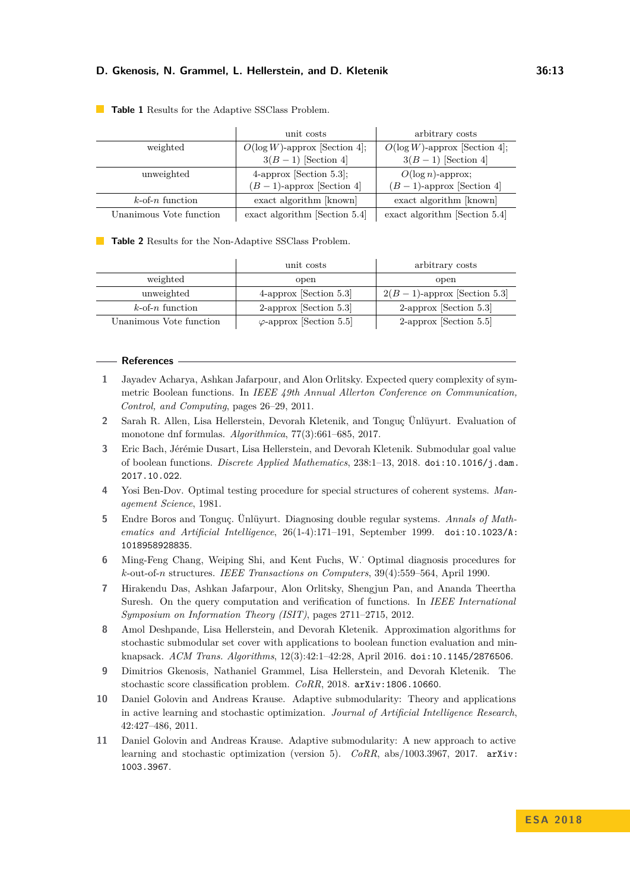**Table 1** Results for the Adaptive SSClass Problem.

| | unit costs | arbitrary costs |
|---|---|---|
| weighted | $O(\log W)$-approx [Section 4]; $3(B-1)$ [Section 4] | $O(\log W)$-approx [Section 4]; $3(B-1)$ [Section 4] |
| unweighted | 4-approx [Section 5.3]; $(B-1)$-approx [Section 4] | $O(\log n)$-approx; $(B-1)$-approx [Section 4] |
| $k$-of-$n$ function | exact algorithm [known] | exact algorithm [known] |
| Unanimous Vote function | exact algorithm [Section 5.4] | exact algorithm [Section 5.4] |

**Table 2** Results for the Non-Adaptive SSClass Problem.

| | unit costs | arbitrary costs |
|---|---|---|
| weighted | open | open |
| unweighted | 4-approx [Section 5.3] | $2(B-1)$-approx [Section 5.3] |
| $k$-of-$n$ function | 2-approx [Section 5.3] | 2-approx [Section 5.3] |
| Unanimous Vote function | $\varphi$-approx [Section 5.5] | 2-approx [Section 5.5] |

## References

1. Jayadev Acharya, Ashkan Jafarpour, and Alon Orlitsky. Expected query complexity of symmetric Boolean functions. In *IEEE 49th Annual Allerton Conference on Communication, Control, and Computing*, pages 26–29, 2011.
2. Sarah R. Allen, Lisa Hellerstein, Devorah Kletenik, and Tonguç Ünlüyurt. Evaluation of monotone dnf formulas. *Algorithmica*, 77(3):661–685, 2017.
3. Eric Bach, Jérémie Dusart, Lisa Hellerstein, and Devorah Kletenik. Submodular goal value of boolean functions. *Discrete Applied Mathematics*, 238:1–13, 2018. doi:10.1016/j.dam.2017.10.022.
4. Yosi Ben-Dov. Optimal testing procedure for special structures of coherent systems. *Management Science*, 1981.
5. Endre Boros and Tonguç Ünlüyurt. Diagnosing double regular systems. *Annals of Mathematics and Artificial Intelligence*, 26(1-4):171–191, September 1999. doi:10.1023/A:1018958928835.
6. Ming-Feng Chang, Weiping Shi, and Kent Fuchs, W.˙ Optimal diagnosis procedures for $k$-out-of-$n$ structures. *IEEE Transactions on Computers*, 39(4):559–564, April 1990.
7. Hirakendu Das, Ashkan Jafarpour, Alon Orlitsky, Shengjun Pan, and Ananda Theertha Suresh. On the query computation and verification of functions. In *IEEE International Symposium on Information Theory (ISIT)*, pages 2711–2715, 2012.
8. Amol Deshpande, Lisa Hellerstein, and Devorah Kletenik. Approximation algorithms for stochastic submodular set cover with applications to boolean function evaluation and min-knapsack. *ACM Trans. Algorithms*, 12(3):42:1–42:28, April 2016. doi:10.1145/2876506.
9. Dimitrios Gkenosis, Nathaniel Grammel, Lisa Hellerstein, and Devorah Kletenik. The stochastic score classification problem. *CoRR*, 2018. arXiv:1806.10660.
10. Daniel Golovin and Andreas Krause. Adaptive submodularity: Theory and applications in active learning and stochastic optimization. *Journal of Artificial Intelligence Research*, 42:427–486, 2011.
11. Daniel Golovin and Andreas Krause. Adaptive submodularity: A new approach to active learning and stochastic optimization (version 5). *CoRR*, abs/1003.3967, 2017. arXiv:1003.3967.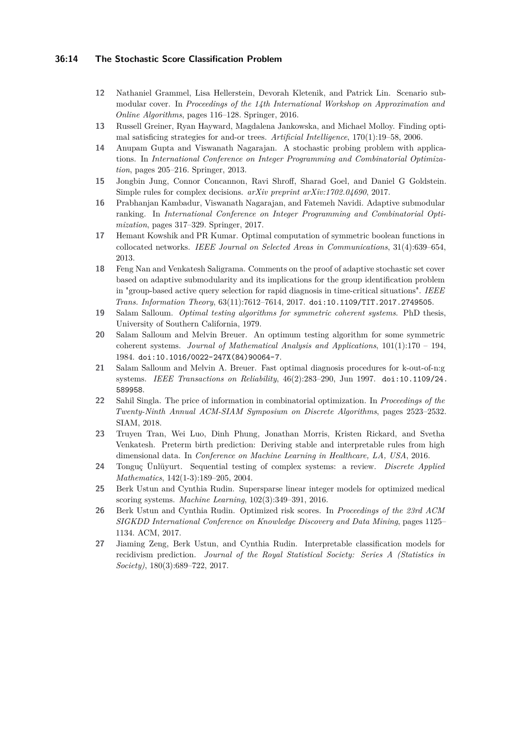12 Nathaniel Grammel, Lisa Hellerstein, Devorah Kletenik, and Patrick Lin. Scenario submodular cover. In *Proceedings of the 14th International Workshop on Approximation and Online Algorithms*, pages 116–128. Springer, 2016.

13 Russell Greiner, Ryan Hayward, Magdalena Jankowska, and Michael Molloy. Finding optimal satisficing strategies for and-or trees. *Artificial Intelligence*, 170(1):19–58, 2006.

14 Anupam Gupta and Viswanath Nagarajan. A stochastic probing problem with applications. In *International Conference on Integer Programming and Combinatorial Optimization*, pages 205–216. Springer, 2013.

15 Jongbin Jung, Connor Concannon, Ravi Shroff, Sharad Goel, and Daniel G Goldstein. Simple rules for complex decisions. *arXiv preprint arXiv:1702.04690*, 2017.

16 Prabhanjan Kambadur, Viswanath Nagarajan, and Fatemeh Navidi. Adaptive submodular ranking. In *International Conference on Integer Programming and Combinatorial Optimization*, pages 317–329. Springer, 2017.

17 Hemant Kowshik and PR Kumar. Optimal computation of symmetric boolean functions in collocated networks. *IEEE Journal on Selected Areas in Communications*, 31(4):639–654, 2013.

18 Feng Nan and Venkatesh Saligrama. Comments on the proof of adaptive stochastic set cover based on adaptive submodularity and its implications for the group identification problem in "group-based active query selection for rapid diagnosis in time-critical situations". *IEEE Trans. Information Theory*, 63(11):7612–7614, 2017. doi:10.1109/TIT.2017.2749505.

19 Salam Salloum. *Optimal testing algorithms for symmetric coherent systems*. PhD thesis, University of Southern California, 1979.

20 Salam Salloum and Melvin Breuer. An optimum testing algorithm for some symmetric coherent systems. *Journal of Mathematical Analysis and Applications*, 101(1):170 – 194, 1984. doi:10.1016/0022-247X(84)90064-7.

21 Salam Salloum and Melvin A. Breuer. Fast optimal diagnosis procedures for k-out-of-n:g systems. *IEEE Transactions on Reliability*, 46(2):283–290, Jun 1997. doi:10.1109/24.589958.

22 Sahil Singla. The price of information in combinatorial optimization. In *Proceedings of the Twenty-Ninth Annual ACM-SIAM Symposium on Discrete Algorithms*, pages 2523–2532. SIAM, 2018.

23 Truyen Tran, Wei Luo, Dinh Phung, Jonathan Morris, Kristen Rickard, and Svetha Venkatesh. Preterm birth prediction: Deriving stable and interpretable rules from high dimensional data. In *Conference on Machine Learning in Healthcare, LA, USA*, 2016.

24 Tonguç Ünlüyurt. Sequential testing of complex systems: a review. *Discrete Applied Mathematics*, 142(1-3):189–205, 2004.

25 Berk Ustun and Cynthia Rudin. Supersparse linear integer models for optimized medical scoring systems. *Machine Learning*, 102(3):349–391, 2016.

26 Berk Ustun and Cynthia Rudin. Optimized risk scores. In *Proceedings of the 23rd ACM SIGKDD International Conference on Knowledge Discovery and Data Mining*, pages 1125–1134. ACM, 2017.

27 Jiaming Zeng, Berk Ustun, and Cynthia Rudin. Interpretable classification models for recidivism prediction. *Journal of the Royal Statistical Society: Series A (Statistics in Society)*, 180(3):689–722, 2017.